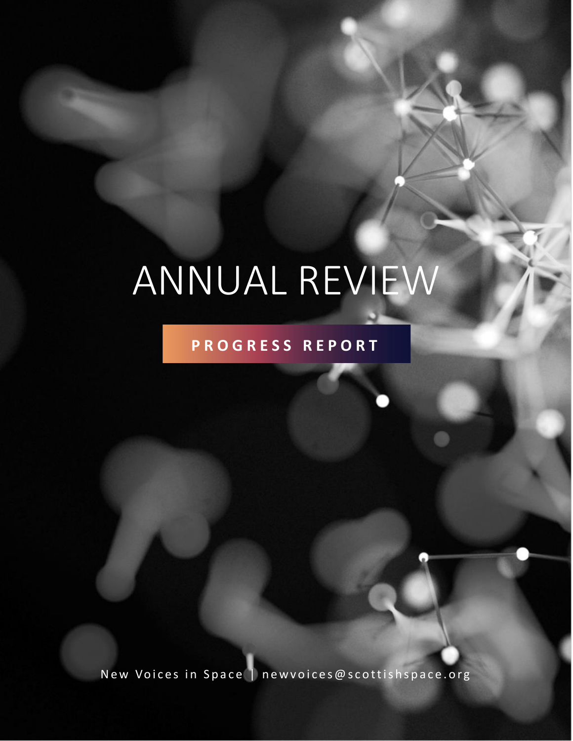# ANNUAL REVIEW

**PROGRESS REPORT**

New Voices in Space | newvoices@scottishspace.org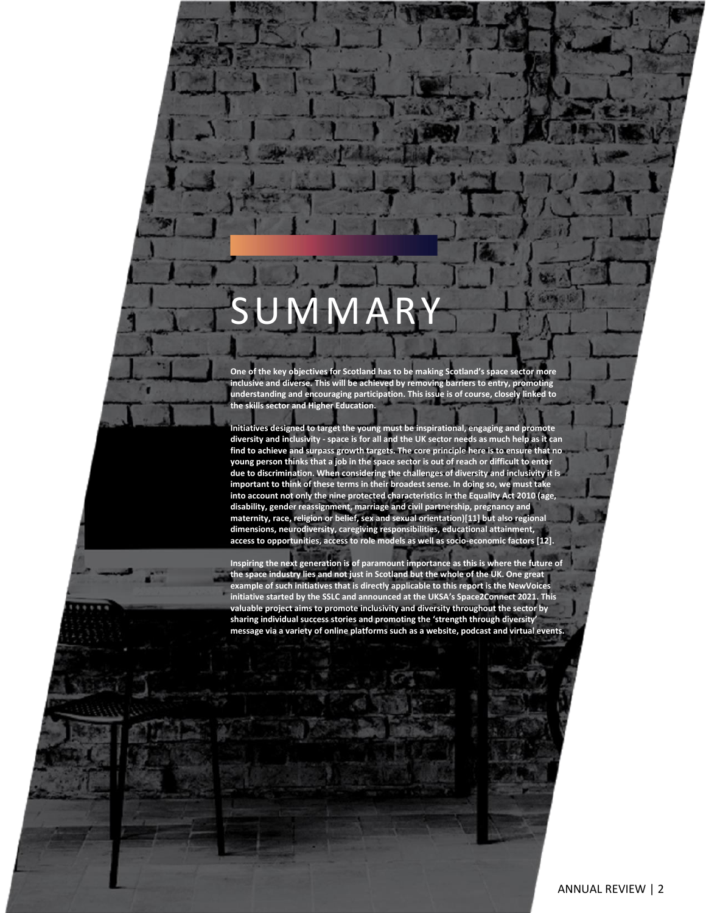# SUMMARY

**One of the key objectives for Scotland has to be making Scotland's space sector more inclusive and diverse. This will be achieved by removing barriers to entry, promoting understanding and encouraging participation. This issue is of course, closely linked to the skills sector and Higher Education.**

**Initiatives designed to target the young must be inspirational, engaging and promote diversity and inclusivity - space is for all and the UK sector needs as much help as it can find to achieve and surpass growth targets. The core principle here is to ensure that no young person thinks that a job in the space sector is out of reach or difficult to enter due to discrimination. When considering the challenges of diversity and inclusivity it is important to think of these terms in their broadest sense. In doing so, we must take into account not only the nine protected characteristics in the Equality Act 2010 (age, disability, gender reassignment, marriage and civil partnership, pregnancy and maternity, race, religion or belief, sex and sexual orientation)[11] but also regional dimensions, neurodiversity, caregiving responsibilities, educational attainment, access to opportunities, access to role models as well as socio-economic factors [12].**

**Inspiring the next generation is of paramount importance as this is where the future of the space industry lies and not just in Scotland but the whole of the UK. One great example of such initiatives that is directly applicable to this report is the NewVoices initiative started by the SSLC and announced at the UKSA's Space2Connect 2021. This valuable project aims to promote inclusivity and diversity throughout the sector by sharing individual success stories and promoting the 'strength through diversity' message via a variety of online platforms such as a website, podcast and virtual events.**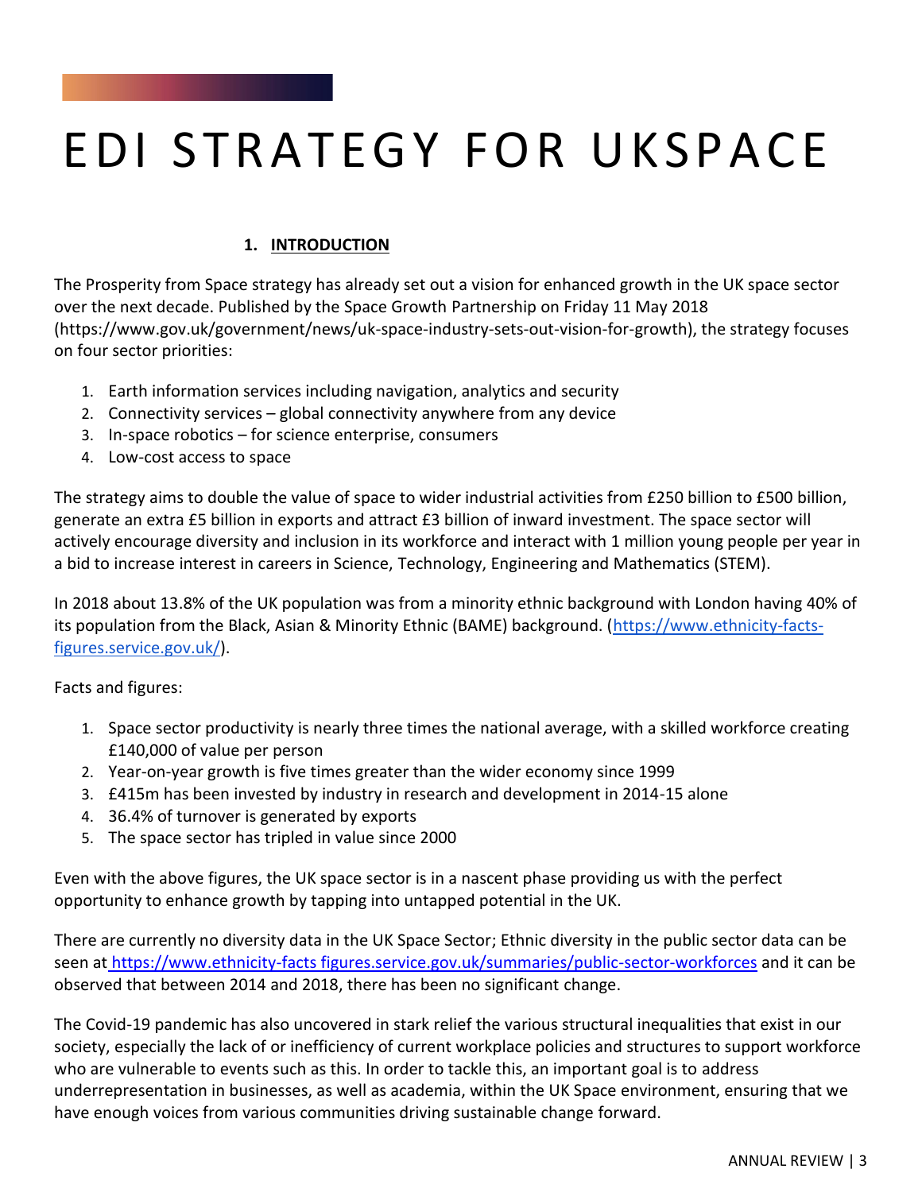# EDI STRATEGY FOR UKSPACE

## 1. INTRODUCTION

The Prosperity from Space strategy has already set out a vision for enhanced growth in the UK space sector over the next decade. Published by the Space Growth Partnership on Friday 11 May 2018 (https://www.gov.uk/government/news/uk-space-industry-sets-out-vision-for-growth), the strategy focuses on four sector priorities:

1. Earth information services including navigation, analytics and security
2. Connectivity services – global connectivity anywhere from any device
3. In-space robotics – for science enterprise, consumers
4. Low-cost access to space

The strategy aims to double the value of space to wider industrial activities from £250 billion to £500 billion, generate an extra £5 billion in exports and attract £3 billion of inward investment. The space sector will actively encourage diversity and inclusion in its workforce and interact with 1 million young people per year in a bid to increase interest in careers in Science, Technology, Engineering and Mathematics (STEM).

In 2018 about 13.8% of the UK population was from a minority ethnic background with London having 40% of its population from the Black, Asian & Minority Ethnic (BAME) background. (https://www.ethnicity-facts-figures.service.gov.uk/).

Facts and figures:

1. Space sector productivity is nearly three times the national average, with a skilled workforce creating £140,000 of value per person
2. Year-on-year growth is five times greater than the wider economy since 1999
3. £415m has been invested by industry in research and development in 2014-15 alone
4. 36.4% of turnover is generated by exports
5. The space sector has tripled in value since 2000

Even with the above figures, the UK space sector is in a nascent phase providing us with the perfect opportunity to enhance growth by tapping into untapped potential in the UK.

There are currently no diversity data in the UK Space Sector; Ethnic diversity in the public sector data can be seen at https://www.ethnicity-facts figures.service.gov.uk/summaries/public-sector-workforces and it can be observed that between 2014 and 2018, there has been no significant change.

The Covid-19 pandemic has also uncovered in stark relief the various structural inequalities that exist in our society, especially the lack of or inefficiency of current workplace policies and structures to support workforce who are vulnerable to events such as this. In order to tackle this, an important goal is to address underrepresentation in businesses, as well as academia, within the UK Space environment, ensuring that we have enough voices from various communities driving sustainable change forward.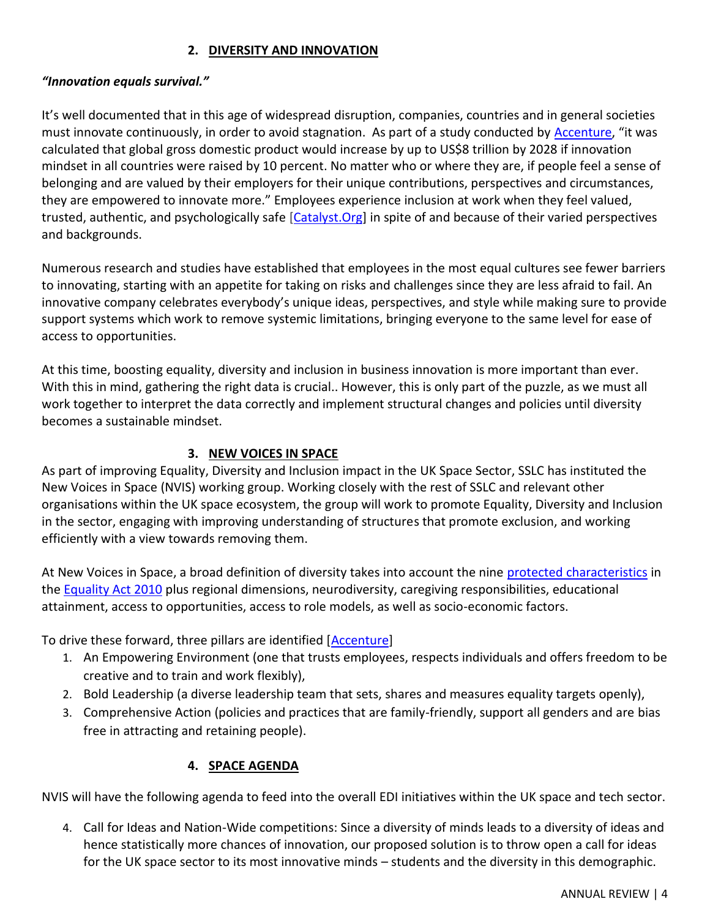## 2. DIVERSITY AND INNOVATION

***"Innovation equals survival."***

It's well documented that in this age of widespread disruption, companies, countries and in general societies must innovate continuously, in order to avoid stagnation. As part of a study conducted by Accenture, "it was calculated that global gross domestic product would increase by up to US$8 trillion by 2028 if innovation mindset in all countries were raised by 10 percent. No matter who or where they are, if people feel a sense of belonging and are valued by their employers for their unique contributions, perspectives and circumstances, they are empowered to innovate more." Employees experience inclusion at work when they feel valued, trusted, authentic, and psychologically safe [Catalyst.Org] in spite of and because of their varied perspectives and backgrounds.

Numerous research and studies have established that employees in the most equal cultures see fewer barriers to innovating, starting with an appetite for taking on risks and challenges since they are less afraid to fail. An innovative company celebrates everybody's unique ideas, perspectives, and style while making sure to provide support systems which work to remove systemic limitations, bringing everyone to the same level for ease of access to opportunities.

At this time, boosting equality, diversity and inclusion in business innovation is more important than ever. With this in mind, gathering the right data is crucial.. However, this is only part of the puzzle, as we must all work together to interpret the data correctly and implement structural changes and policies until diversity becomes a sustainable mindset.

## 3. NEW VOICES IN SPACE

As part of improving Equality, Diversity and Inclusion impact in the UK Space Sector, SSLC has instituted the New Voices in Space (NVIS) working group. Working closely with the rest of SSLC and relevant other organisations within the UK space ecosystem, the group will work to promote Equality, Diversity and Inclusion in the sector, engaging with improving understanding of structures that promote exclusion, and working efficiently with a view towards removing them.

At New Voices in Space, a broad definition of diversity takes into account the nine protected characteristics in the Equality Act 2010 plus regional dimensions, neurodiversity, caregiving responsibilities, educational attainment, access to opportunities, access to role models, as well as socio-economic factors.

To drive these forward, three pillars are identified [Accenture]

1. An Empowering Environment (one that trusts employees, respects individuals and offers freedom to be creative and to train and work flexibly),
2. Bold Leadership (a diverse leadership team that sets, shares and measures equality targets openly),
3. Comprehensive Action (policies and practices that are family-friendly, support all genders and are bias free in attracting and retaining people).

## 4. SPACE AGENDA

NVIS will have the following agenda to feed into the overall EDI initiatives within the UK space and tech sector.

4. Call for Ideas and Nation-Wide competitions: Since a diversity of minds leads to a diversity of ideas and hence statistically more chances of innovation, our proposed solution is to throw open a call for ideas for the UK space sector to its most innovative minds – students and the diversity in this demographic.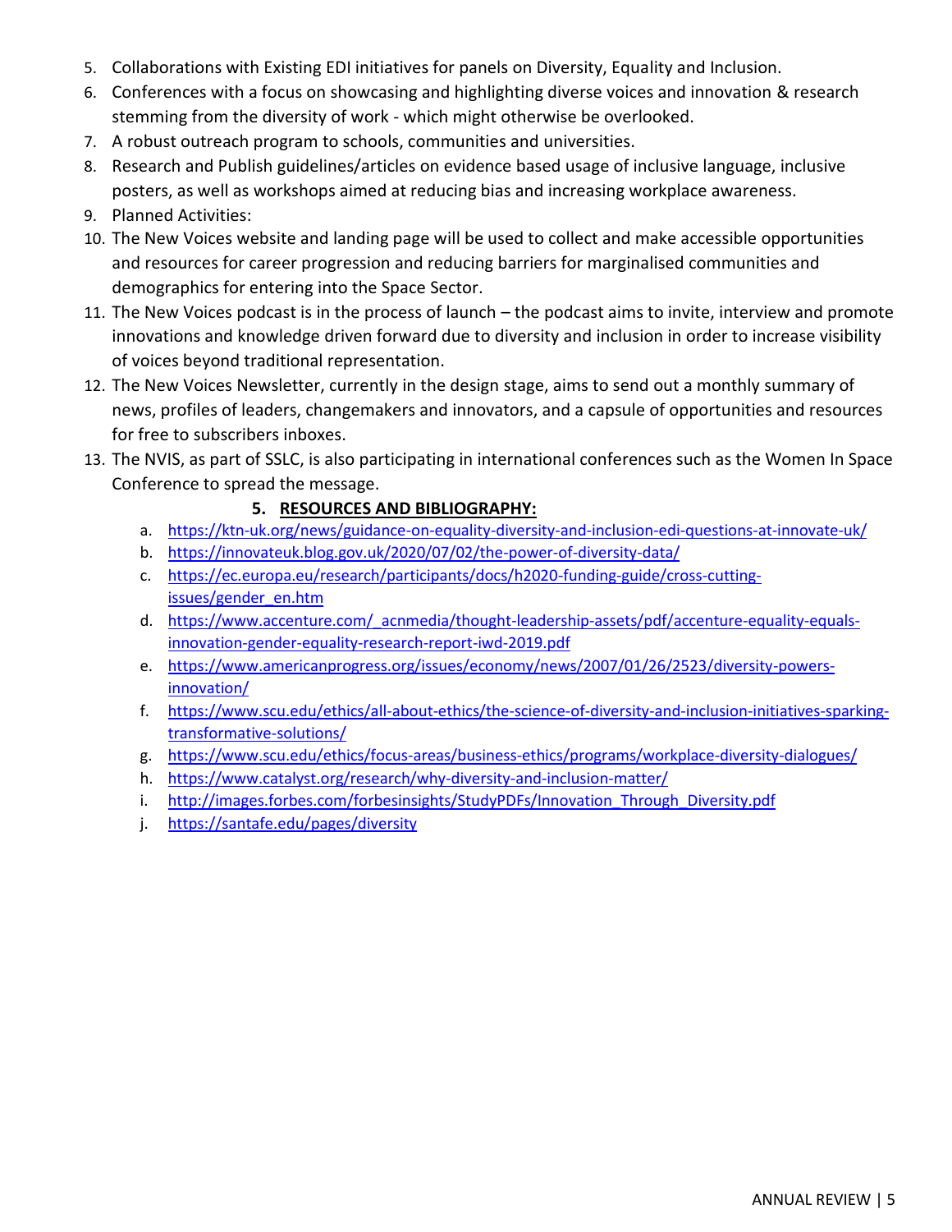5. Collaborations with Existing EDI initiatives for panels on Diversity, Equality and Inclusion.
6. Conferences with a focus on showcasing and highlighting diverse voices and innovation & research stemming from the diversity of work - which might otherwise be overlooked.
7. A robust outreach program to schools, communities and universities.
8. Research and Publish guidelines/articles on evidence based usage of inclusive language, inclusive posters, as well as workshops aimed at reducing bias and increasing workplace awareness.
9. Planned Activities:
10. The New Voices website and landing page will be used to collect and make accessible opportunities and resources for career progression and reducing barriers for marginalised communities and demographics for entering into the Space Sector.
11. The New Voices podcast is in the process of launch – the podcast aims to invite, interview and promote innovations and knowledge driven forward due to diversity and inclusion in order to increase visibility of voices beyond traditional representation.
12. The New Voices Newsletter, currently in the design stage, aims to send out a monthly summary of news, profiles of leaders, changemakers and innovators, and a capsule of opportunities and resources for free to subscribers inboxes.
13. The NVIS, as part of SSLC, is also participating in international conferences such as the Women In Space Conference to spread the message.

## 5. RESOURCES AND BIBLIOGRAPHY:

a. https://ktn-uk.org/news/guidance-on-equality-diversity-and-inclusion-edi-questions-at-innovate-uk/
b. https://innovateuk.blog.gov.uk/2020/07/02/the-power-of-diversity-data/
c. https://ec.europa.eu/research/participants/docs/h2020-funding-guide/cross-cutting-issues/gender_en.htm
d. https://www.accenture.com/_acnmedia/thought-leadership-assets/pdf/accenture-equality-equals-innovation-gender-equality-research-report-iwd-2019.pdf
e. https://www.americanprogress.org/issues/economy/news/2007/01/26/2523/diversity-powers-innovation/
f. https://www.scu.edu/ethics/all-about-ethics/the-science-of-diversity-and-inclusion-initiatives-sparking-transformative-solutions/
g. https://www.scu.edu/ethics/focus-areas/business-ethics/programs/workplace-diversity-dialogues/
h. https://www.catalyst.org/research/why-diversity-and-inclusion-matter/
i. http://images.forbes.com/forbesinsights/StudyPDFs/Innovation_Through_Diversity.pdf
j. https://santafe.edu/pages/diversity